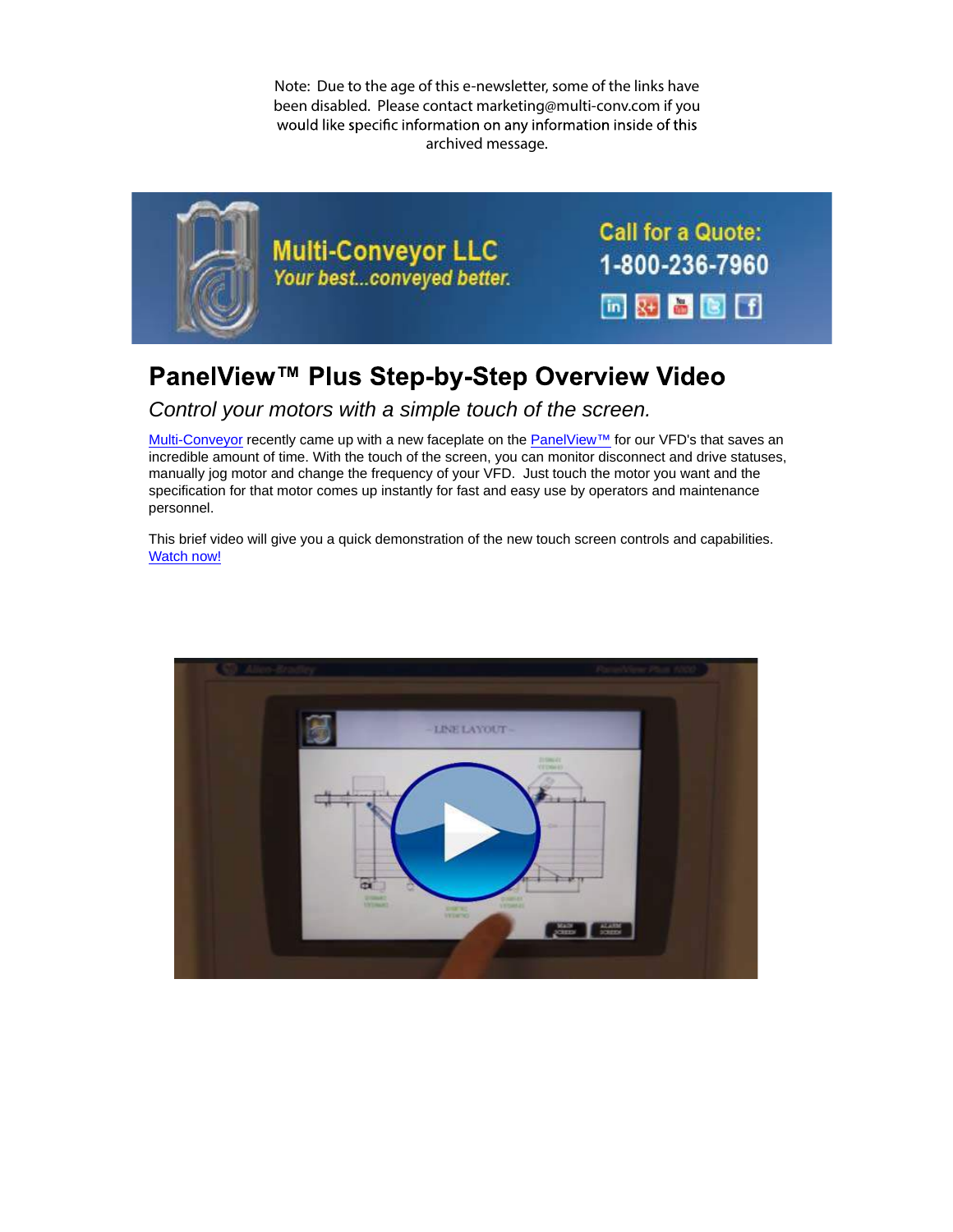Note: Due to the age of this e-newsletter, some of the links have been disabled. Please contact marketing@multi-conv.com if you would like specific information on any information inside of this archived message.

Multi-Conveyor LLC
*Your best...conveyed better.*

Call for a Quote:
1-800-236-7960

# PanelView™ Plus Step-by-Step Overview Video

*Control your motors with a simple touch of the screen.*

Multi-Conveyor recently came up with a new faceplate on the PanelView™ for our VFD's that saves an incredible amount of time. With the touch of the screen, you can monitor disconnect and drive statuses, manually jog motor and change the frequency of your VFD. Just touch the motor you want and the specification for that motor comes up instantly for fast and easy use by operators and maintenance personnel.

This brief video will give you a quick demonstration of the new touch screen controls and capabilities. Watch now!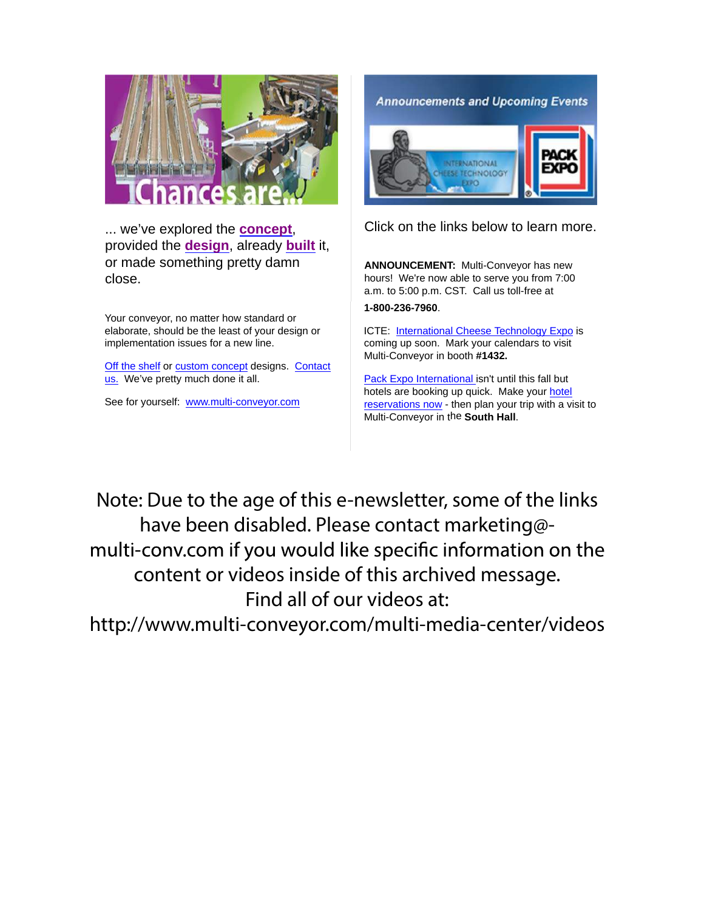... we've explored the **concept**, provided the **design**, already **built** it, or made something pretty damn close.

Your conveyor, no matter how standard or elaborate, should be the least of your design or implementation issues for a new line.

Off the shelf or custom concept designs. Contact us. We've pretty much done it all.

See for yourself: www.multi-conveyor.com

Click on the links below to learn more.

**ANNOUNCEMENT:** Multi-Conveyor has new hours! We're now able to serve you from 7:00 a.m. to 5:00 p.m. CST. Call us toll-free at **1-800-236-7960**.

ICTE: International Cheese Technology Expo is coming up soon. Mark your calendars to visit Multi-Conveyor in booth **#1432.**

Pack Expo International isn't until this fall but hotels are booking up quick. Make your hotel reservations now - then plan your trip with a visit to Multi-Conveyor in the **South Hall**.

Note: Due to the age of this e-newsletter, some of the links have been disabled. Please contact marketing@multi-conv.com if you would like specific information on the content or videos inside of this archived message.
Find all of our videos at:
http://www.multi-conveyor.com/multi-media-center/videos